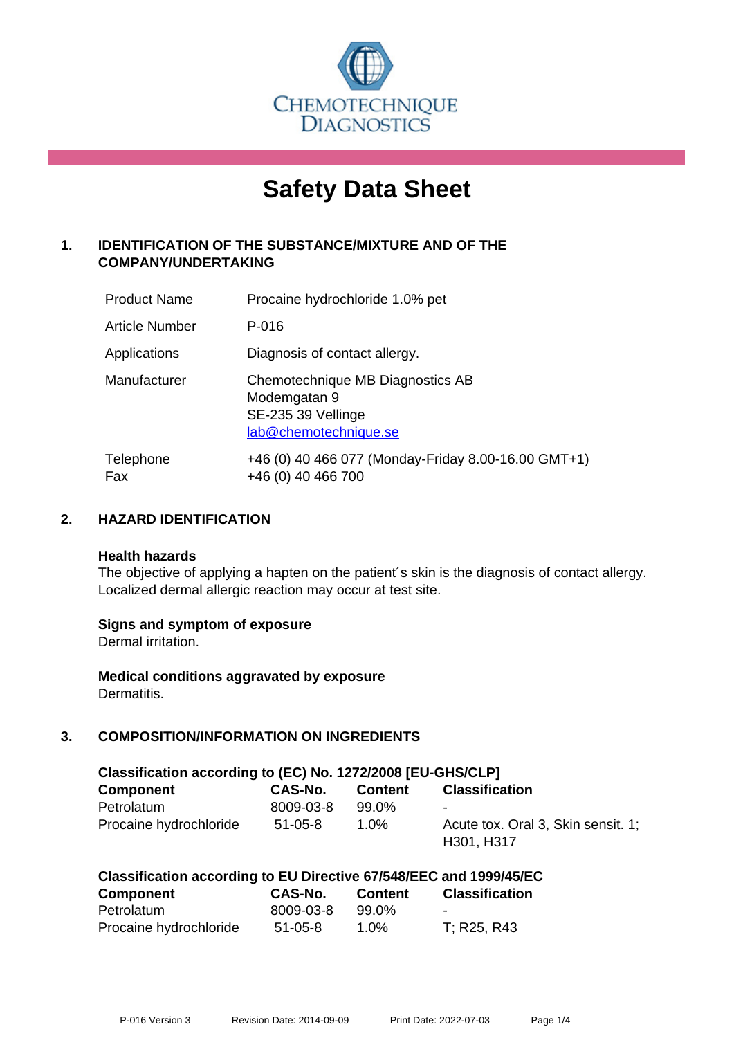CHEMOTECHNIQUE DIAGNOSTICS

# Safety Data Sheet

## 1. IDENTIFICATION OF THE SUBSTANCE/MIXTURE AND OF THE COMPANY/UNDERTAKING

| | |
|---|---|
| Product Name | Procaine hydrochloride 1.0% pet |
| Article Number | P-016 |
| Applications | Diagnosis of contact allergy. |
| Manufacturer | Chemotechnique MB Diagnostics AB<br>Modemgatan 9<br>SE-235 39 Vellinge<br>lab@chemotechnique.se |
| Telephone<br>Fax | +46 (0) 40 466 077 (Monday-Friday 8.00-16.00 GMT+1)<br>+46 (0) 40 466 700 |

## 2. HAZARD IDENTIFICATION

**Health hazards**
The objective of applying a hapten on the patient´s skin is the diagnosis of contact allergy. Localized dermal allergic reaction may occur at test site.

**Signs and symptom of exposure**
Dermal irritation.

**Medical conditions aggravated by exposure**
Dermatitis.

## 3. COMPOSITION/INFORMATION ON INGREDIENTS

**Classification according to (EC) No. 1272/2008 [EU-GHS/CLP]**

| Component | CAS-No. | Content | Classification |
|---|---|---|---|
| Petrolatum | 8009-03-8 | 99.0% | - |
| Procaine hydrochloride | 51-05-8 | 1.0% | Acute tox. Oral 3, Skin sensit. 1; H301, H317 |

**Classification according to EU Directive 67/548/EEC and 1999/45/EC**

| Component | CAS-No. | Content | Classification |
|---|---|---|---|
| Petrolatum | 8009-03-8 | 99.0% | - |
| Procaine hydrochloride | 51-05-8 | 1.0% | T; R25, R43 |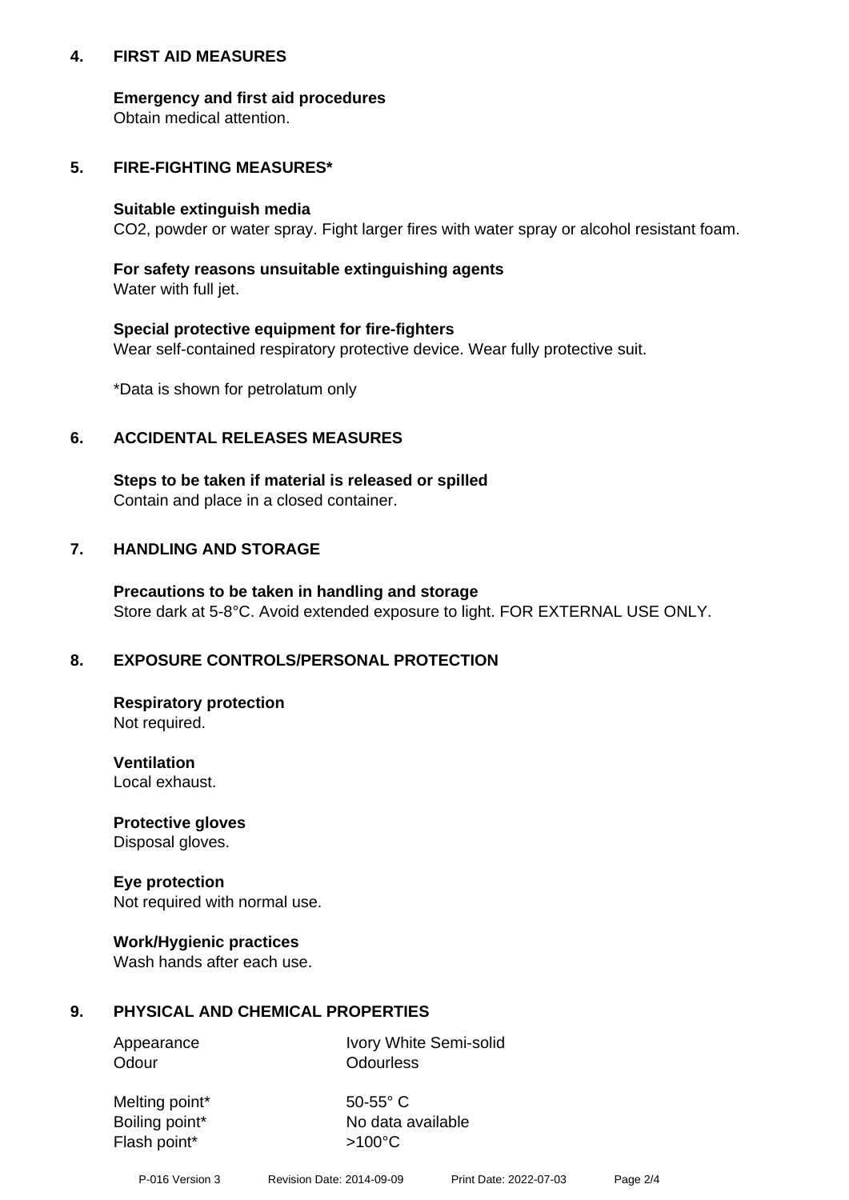## 4. FIRST AID MEASURES

### Emergency and first aid procedures

Obtain medical attention.

## 5. FIRE-FIGHTING MEASURES*

### Suitable extinguish media

$CO_2$, powder or water spray. Fight larger fires with water spray or alcohol resistant foam.

### For safety reasons unsuitable extinguishing agents

Water with full jet.

### Special protective equipment for fire-fighters

Wear self-contained respiratory protective device. Wear fully protective suit.

*Data is shown for petrolatum only

## 6. ACCIDENTAL RELEASES MEASURES

### Steps to be taken if material is released or spilled

Contain and place in a closed container.

## 7. HANDLING AND STORAGE

### Precautions to be taken in handling and storage

Store dark at 5-8°C. Avoid extended exposure to light. FOR EXTERNAL USE ONLY.

## 8. EXPOSURE CONTROLS/PERSONAL PROTECTION

### Respiratory protection

Not required.

### Ventilation

Local exhaust.

### Protective gloves

Disposal gloves.

### Eye protection

Not required with normal use.

### Work/Hygienic practices

Wash hands after each use.

## 9. PHYSICAL AND CHEMICAL PROPERTIES

| | |
|---|---|
| Appearance | Ivory White Semi-solid |
| Odour | Odourless |
| Melting point* | 50-55° C |
| Boiling point* | No data available |
| Flash point* | >100°C |

P-016 Version 3 Revision Date: 2014-09-09 Print Date: 2022-07-03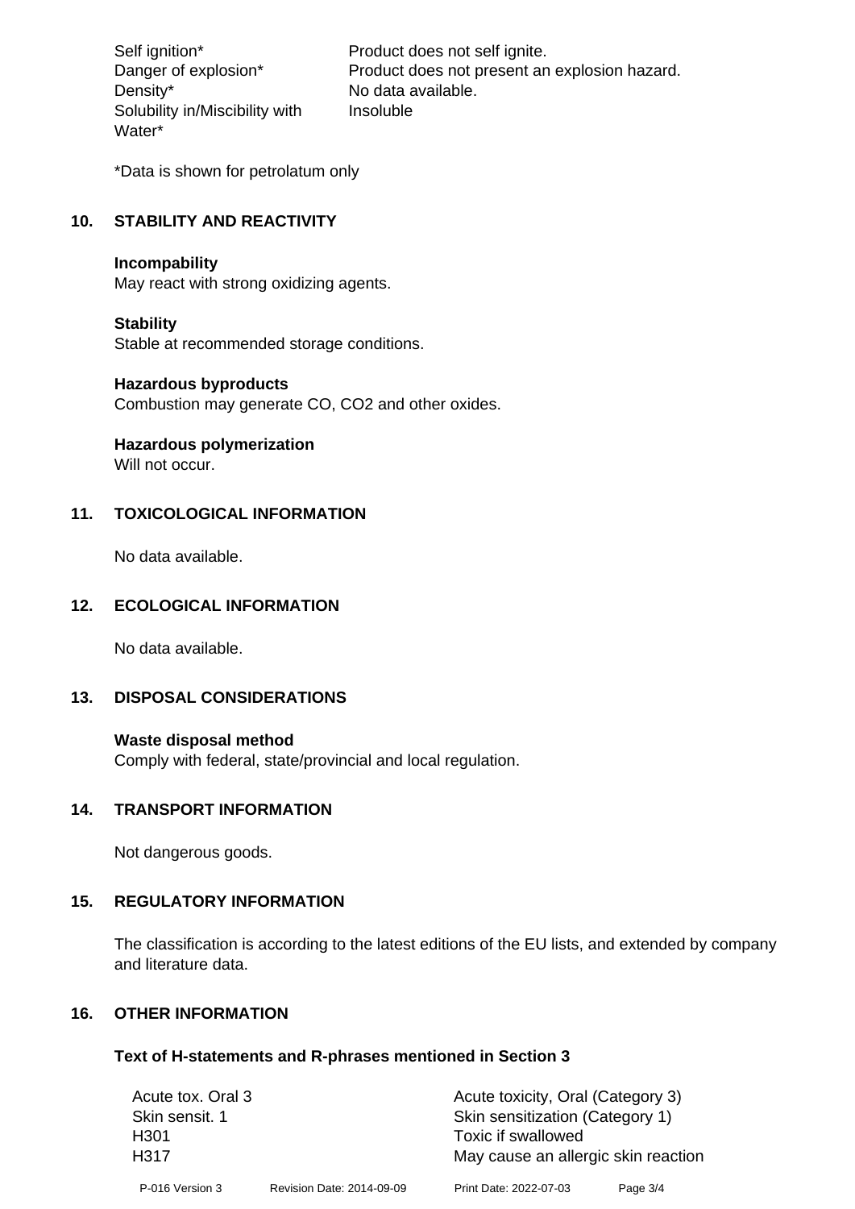| | |
|---|---|
| Self ignition* | Product does not self ignite. |
| Danger of explosion* | Product does not present an explosion hazard. |
| Density* | No data available. |
| Solubility in/Miscibility with Water* | Insoluble |

*Data is shown for petrolatum only

## 10. STABILITY AND REACTIVITY

**Incompability**
May react with strong oxidizing agents.

**Stability**
Stable at recommended storage conditions.

**Hazardous byproducts**
Combustion may generate CO, $CO_2$ and other oxides.

**Hazardous polymerization**
Will not occur.

## 11. TOXICOLOGICAL INFORMATION

No data available.

## 12. ECOLOGICAL INFORMATION

No data available.

## 13. DISPOSAL CONSIDERATIONS

**Waste disposal method**
Comply with federal, state/provincial and local regulation.

## 14. TRANSPORT INFORMATION

Not dangerous goods.

## 15. REGULATORY INFORMATION

The classification is according to the latest editions of the EU lists, and extended by company and literature data.

## 16. OTHER INFORMATION

**Text of H-statements and R-phrases mentioned in Section 3**

| | |
|---|---|
| Acute tox. Oral 3 | Acute toxicity, Oral (Category 3) |
| Skin sensit. 1 | Skin sensitization (Category 1) |
| H301 | Toxic if swallowed |
| H317 | May cause an allergic skin reaction |

P-016 Version 3 Revision Date: 2014-09-09 Print Date: 2022-07-03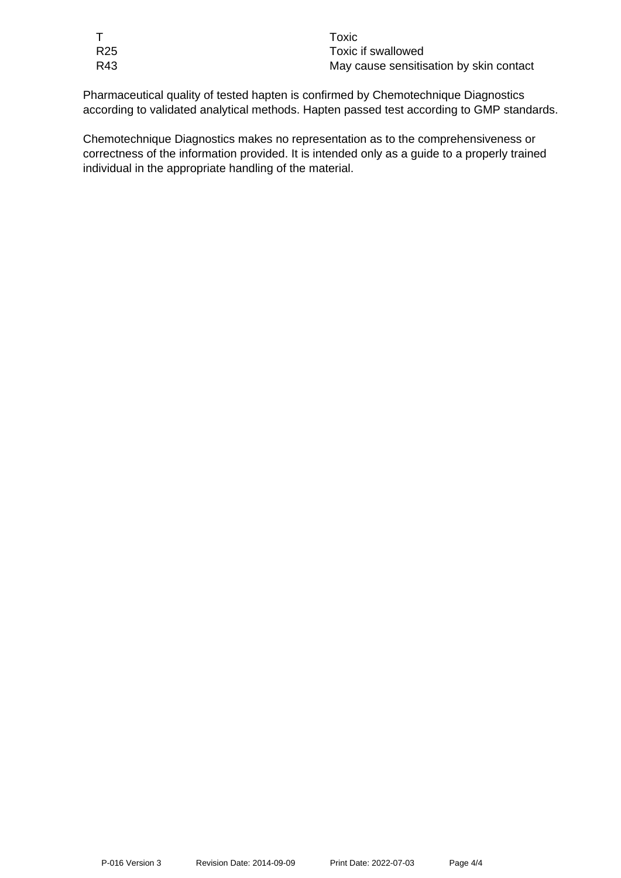| | |
|---|---|
| T | Toxic |
| R25 | Toxic if swallowed |
| R43 | May cause sensitisation by skin contact |

Pharmaceutical quality of tested hapten is confirmed by Chemotechnique Diagnostics according to validated analytical methods. Hapten passed test according to GMP standards.

Chemotechnique Diagnostics makes no representation as to the comprehensiveness or correctness of the information provided. It is intended only as a guide to a properly trained individual in the appropriate handling of the material.